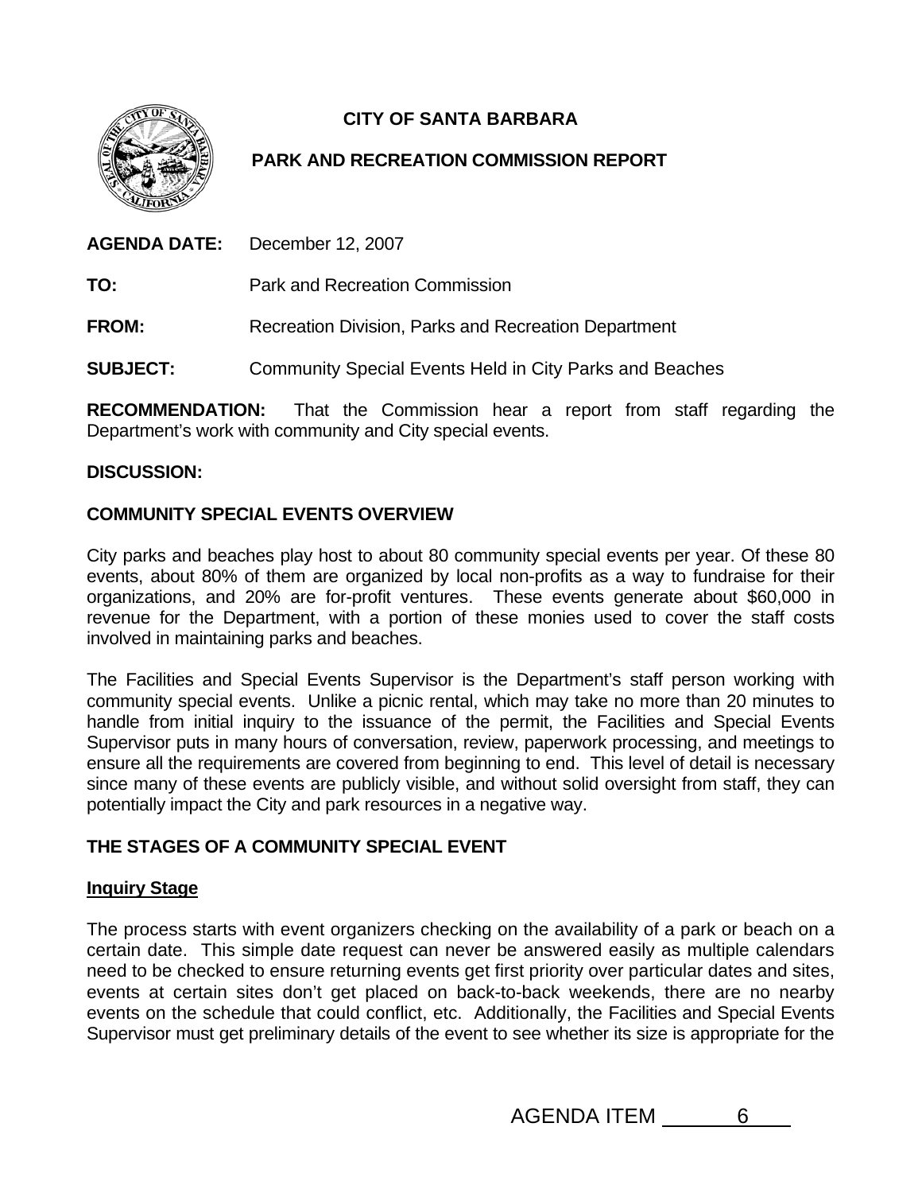# CITY OF SANTA BARBARA

## PARK AND RECREATION COMMISSION REPORT

**AGENDA DATE:** December 12, 2007

**TO:** Park and Recreation Commission

**FROM:** Recreation Division, Parks and Recreation Department

**SUBJECT:** Community Special Events Held in City Parks and Beaches

**RECOMMENDATION:** That the Commission hear a report from staff regarding the Department's work with community and City special events.

**DISCUSSION:**

**COMMUNITY SPECIAL EVENTS OVERVIEW**

City parks and beaches play host to about 80 community special events per year. Of these 80 events, about 80% of them are organized by local non-profits as a way to fundraise for their organizations, and 20% are for-profit ventures. These events generate about $60,000 in revenue for the Department, with a portion of these monies used to cover the staff costs involved in maintaining parks and beaches.

The Facilities and Special Events Supervisor is the Department's staff person working with community special events. Unlike a picnic rental, which may take no more than 20 minutes to handle from initial inquiry to the issuance of the permit, the Facilities and Special Events Supervisor puts in many hours of conversation, review, paperwork processing, and meetings to ensure all the requirements are covered from beginning to end. This level of detail is necessary since many of these events are publicly visible, and without solid oversight from staff, they can potentially impact the City and park resources in a negative way.

**THE STAGES OF A COMMUNITY SPECIAL EVENT**

**Inquiry Stage**

The process starts with event organizers checking on the availability of a park or beach on a certain date. This simple date request can never be answered easily as multiple calendars need to be checked to ensure returning events get first priority over particular dates and sites, events at certain sites don't get placed on back-to-back weekends, there are no nearby events on the schedule that could conflict, etc. Additionally, the Facilities and Special Events Supervisor must get preliminary details of the event to see whether its size is appropriate for the

AGENDA ITEM 6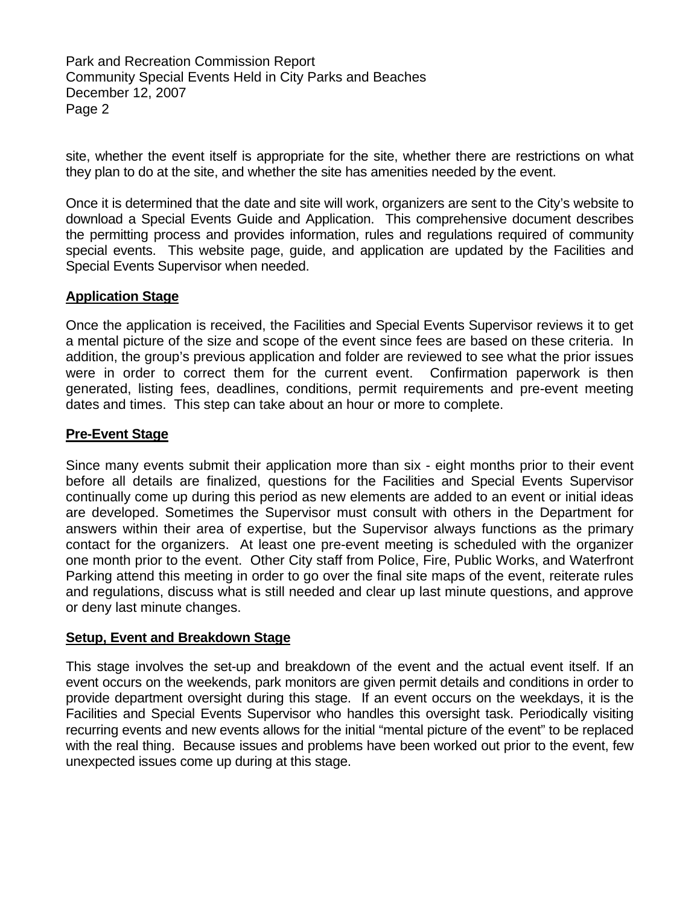site, whether the event itself is appropriate for the site, whether there are restrictions on what they plan to do at the site, and whether the site has amenities needed by the event.

Once it is determined that the date and site will work, organizers are sent to the City's website to download a Special Events Guide and Application. This comprehensive document describes the permitting process and provides information, rules and regulations required of community special events. This website page, guide, and application are updated by the Facilities and Special Events Supervisor when needed.

**Application Stage**

Once the application is received, the Facilities and Special Events Supervisor reviews it to get a mental picture of the size and scope of the event since fees are based on these criteria. In addition, the group's previous application and folder are reviewed to see what the prior issues were in order to correct them for the current event. Confirmation paperwork is then generated, listing fees, deadlines, conditions, permit requirements and pre-event meeting dates and times. This step can take about an hour or more to complete.

**Pre-Event Stage**

Since many events submit their application more than six - eight months prior to their event before all details are finalized, questions for the Facilities and Special Events Supervisor continually come up during this period as new elements are added to an event or initial ideas are developed. Sometimes the Supervisor must consult with others in the Department for answers within their area of expertise, but the Supervisor always functions as the primary contact for the organizers. At least one pre-event meeting is scheduled with the organizer one month prior to the event. Other City staff from Police, Fire, Public Works, and Waterfront Parking attend this meeting in order to go over the final site maps of the event, reiterate rules and regulations, discuss what is still needed and clear up last minute questions, and approve or deny last minute changes.

**Setup, Event and Breakdown Stage**

This stage involves the set-up and breakdown of the event and the actual event itself. If an event occurs on the weekends, park monitors are given permit details and conditions in order to provide department oversight during this stage. If an event occurs on the weekdays, it is the Facilities and Special Events Supervisor who handles this oversight task. Periodically visiting recurring events and new events allows for the initial "mental picture of the event" to be replaced with the real thing. Because issues and problems have been worked out prior to the event, few unexpected issues come up during at this stage.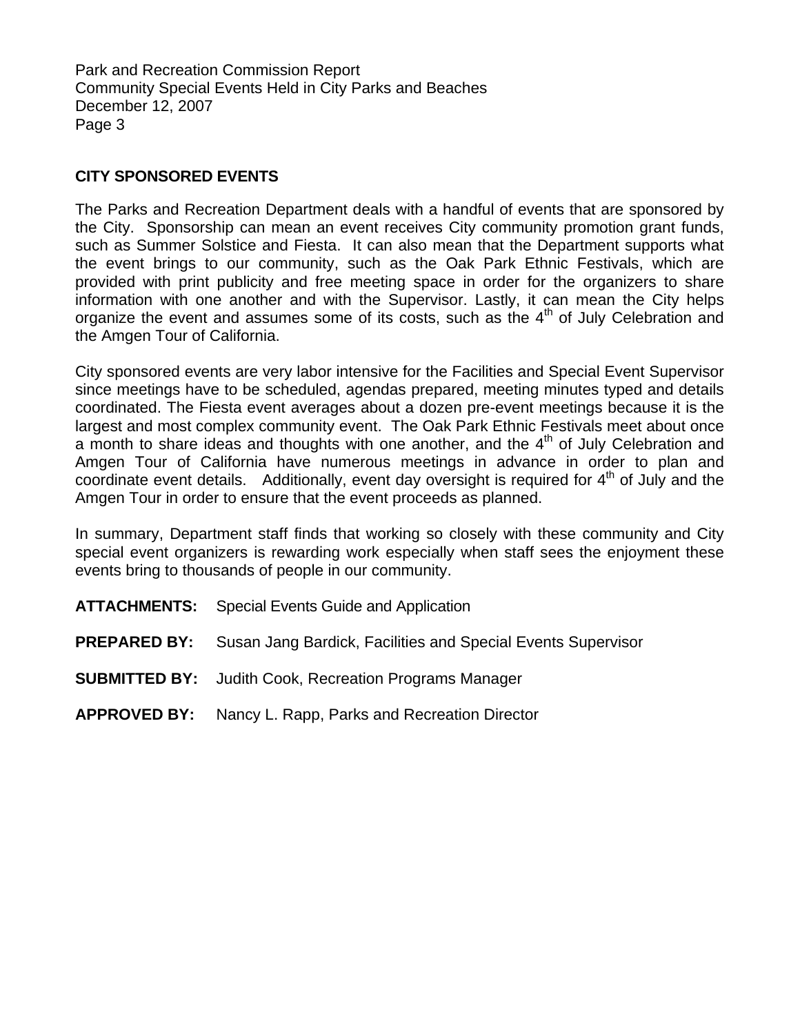## CITY SPONSORED EVENTS

The Parks and Recreation Department deals with a handful of events that are sponsored by the City. Sponsorship can mean an event receives City community promotion grant funds, such as Summer Solstice and Fiesta. It can also mean that the Department supports what the event brings to our community, such as the Oak Park Ethnic Festivals, which are provided with print publicity and free meeting space in order for the organizers to share information with one another and with the Supervisor. Lastly, it can mean the City helps organize the event and assumes some of its costs, such as the 4th of July Celebration and the Amgen Tour of California.

City sponsored events are very labor intensive for the Facilities and Special Event Supervisor since meetings have to be scheduled, agendas prepared, meeting minutes typed and details coordinated. The Fiesta event averages about a dozen pre-event meetings because it is the largest and most complex community event. The Oak Park Ethnic Festivals meet about once a month to share ideas and thoughts with one another, and the 4th of July Celebration and Amgen Tour of California have numerous meetings in advance in order to plan and coordinate event details. Additionally, event day oversight is required for 4th of July and the Amgen Tour in order to ensure that the event proceeds as planned.

In summary, Department staff finds that working so closely with these community and City special event organizers is rewarding work especially when staff sees the enjoyment these events bring to thousands of people in our community.

**ATTACHMENTS:** Special Events Guide and Application

**PREPARED BY:** Susan Jang Bardick, Facilities and Special Events Supervisor

**SUBMITTED BY:** Judith Cook, Recreation Programs Manager

**APPROVED BY:** Nancy L. Rapp, Parks and Recreation Director